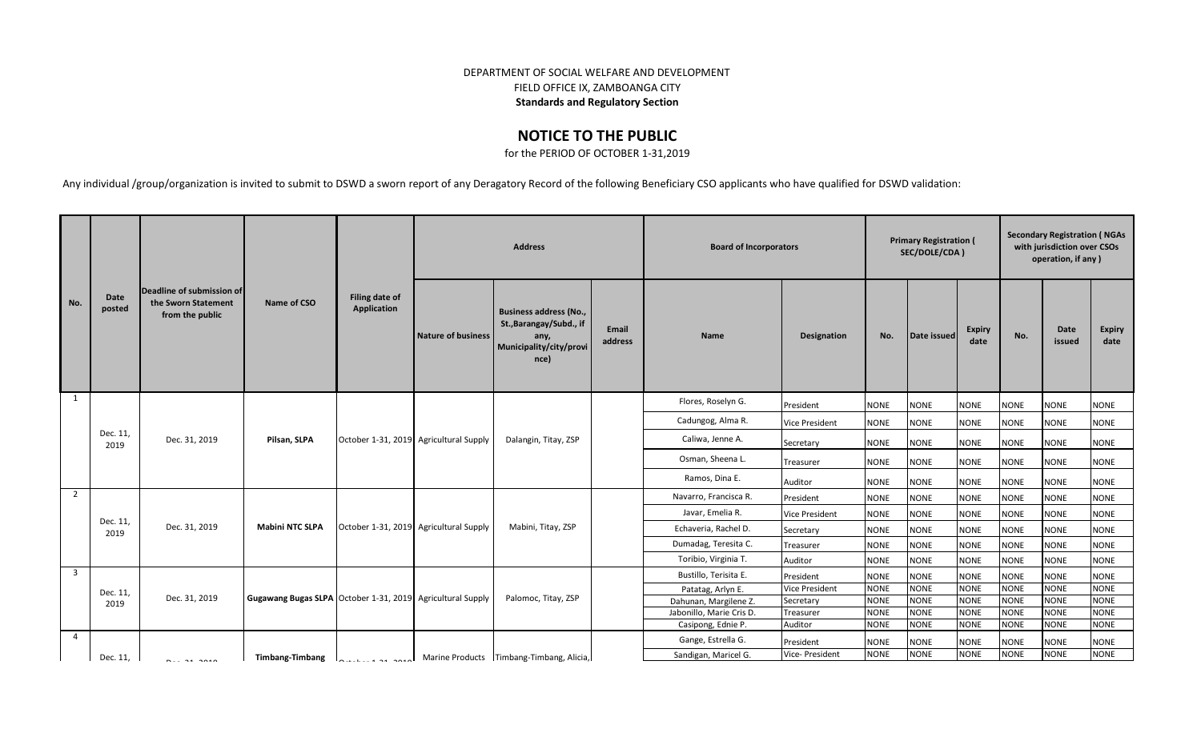DEPARTMENT OF SOCIAL WELFARE AND DEVELOPMENT
FIELD OFFICE IX, ZAMBOANGA CITY
**Standards and Regulatory Section**

## NOTICE TO THE PUBLIC

for the PERIOD OF OCTOBER 1-31,2019

Any individual /group/organization is invited to submit to DSWD a sworn report of any Deragatory Record of the following Beneficiary CSO applicants who have qualified for DSWD validation:

| No. | Date posted | Deadline of submission of the Sworn Statement from the public | Name of CSO | Filing date of Application | Address | | | Board of Incorporators | | Primary Registration ( SEC/DOLE/CDA ) | | | Secondary Registration ( NGAs with jurisdiction over CSOs operation, if any ) | | |
|---|---|---|---|---|---|---|---|---|---|---|---|---|---|---|---|
| | | | | | Nature of business | Business address (No., St.,Barangay/Subd., if any, Municipality/city/province) | Email address | Name | Designation | No. | Date issued | Expiry date | No. | Date issued | Expiry date |
| 1 | Dec. 11, 2019 | Dec. 31, 2019 | **Pilsan, SLPA** | October 1-31, 2019 | Agricultural Supply | Dalangin, Titay, ZSP | | Flores, Roselyn G. | President | NONE | NONE | NONE | NONE | NONE | NONE |
| | | | | | | | | Cadungog, Alma R. | Vice President | NONE | NONE | NONE | NONE | NONE | NONE |
| | | | | | | | | Caliwa, Jenne A. | Secretary | NONE | NONE | NONE | NONE | NONE | NONE |
| | | | | | | | | Osman, Sheena L. | Treasurer | NONE | NONE | NONE | NONE | NONE | NONE |
| | | | | | | | | Ramos, Dina E. | Auditor | NONE | NONE | NONE | NONE | NONE | NONE |
| 2 | Dec. 11, 2019 | Dec. 31, 2019 | **Mabini NTC SLPA** | October 1-31, 2019 | Agricultural Supply | Mabini, Titay, ZSP | | Navarro, Francisca R. | President | NONE | NONE | NONE | NONE | NONE | NONE |
| | | | | | | | | Javar, Emelia R. | Vice President | NONE | NONE | NONE | NONE | NONE | NONE |
| | | | | | | | | Echaveria, Rachel D. | Secretary | NONE | NONE | NONE | NONE | NONE | NONE |
| | | | | | | | | Dumadag, Teresita C. | Treasurer | NONE | NONE | NONE | NONE | NONE | NONE |
| | | | | | | | | Toribio, Virginia T. | Auditor | NONE | NONE | NONE | NONE | NONE | NONE |
| 3 | Dec. 11, 2019 | Dec. 31, 2019 | **Gugawang Bugas SLPA** | October 1-31, 2019 | Agricultural Supply | Palomoc, Titay, ZSP | | Bustillo, Terisita E. | President | NONE | NONE | NONE | NONE | NONE | NONE |
| | | | | | | | | Patatag, Arlyn E. | Vice President | NONE | NONE | NONE | NONE | NONE | NONE |
| | | | | | | | | Dahunan, Margilene Z. | Secretary | NONE | NONE | NONE | NONE | NONE | NONE |
| | | | | | | | | Jabonillo, Marie Cris D. | Treasurer | NONE | NONE | NONE | NONE | NONE | NONE |
| | | | | | | | | Casipong, Ednie P. | Auditor | NONE | NONE | NONE | NONE | NONE | NONE |
| 4 | Dec. 11, | Dec. 31, 2019 | **Timbang-Timbang** | October 1-31, 2019 | Marine Products | Timbang-Timbang, Alicia, | | Gange, Estrella G. | President | NONE | NONE | NONE | NONE | NONE | NONE |
| | | | | | | | | Sandigan, Maricel G. | Vice- President | NONE | NONE | NONE | NONE | NONE | NONE |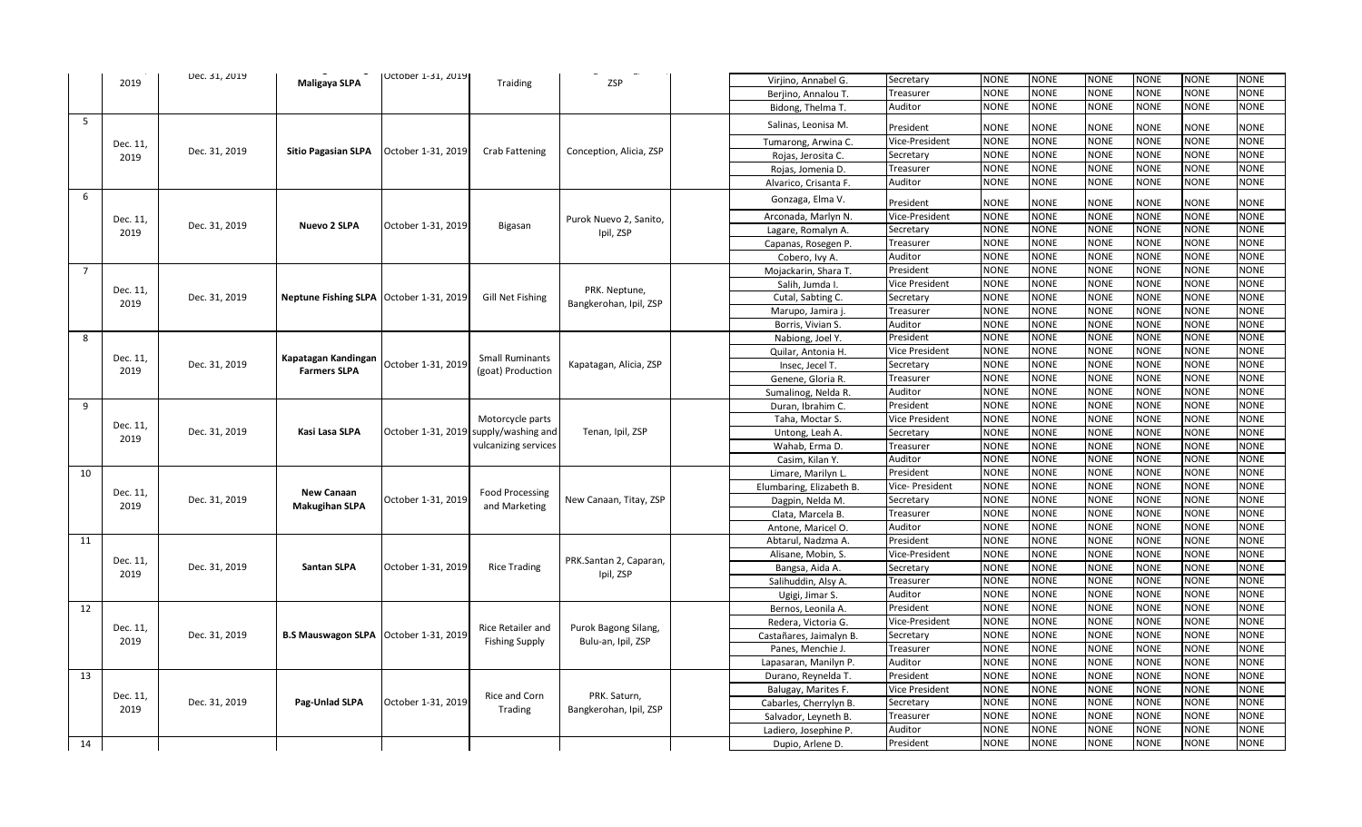| | | | | | | | | | | | | | | | |
|---|---|---|---|---|---|---|---|---|---|---|---|---|---|---|---|
| | 2019 | Dec. 31, 2019 | Maligaya SLPA | October 1-31, 2019 | Traiding | ZSP | | Virjino, Annabel G. | Secretary | NONE | NONE | NONE | NONE | NONE | NONE |
| | | | | | | | | Berjino, Annalou T. | Treasurer | NONE | NONE | NONE | NONE | NONE | NONE |
| | | | | | | | | Bidong, Thelma T. | Auditor | NONE | NONE | NONE | NONE | NONE | NONE |
| 5 | Dec. 11, 2019 | Dec. 31, 2019 | Sitio Pagasian SLPA | October 1-31, 2019 | Crab Fattening | Conception, Alicia, ZSP | | Salinas, Leonisa M. | President | NONE | NONE | NONE | NONE | NONE | NONE |
| | | | | | | | | Tumarong, Arwina C. | Vice-President | NONE | NONE | NONE | NONE | NONE | NONE |
| | | | | | | | | Rojas, Jerosita C. | Secretary | NONE | NONE | NONE | NONE | NONE | NONE |
| | | | | | | | | Rojas, Jomenia D. | Treasurer | NONE | NONE | NONE | NONE | NONE | NONE |
| | | | | | | | | Alvarico, Crisanta F. | Auditor | NONE | NONE | NONE | NONE | NONE | NONE |
| 6 | Dec. 11, 2019 | Dec. 31, 2019 | Nuevo 2 SLPA | October 1-31, 2019 | Bigasan | Purok Nuevo 2, Sanito, Ipil, ZSP | | Gonzaga, Elma V. | President | NONE | NONE | NONE | NONE | NONE | NONE |
| | | | | | | | | Arconada, Marlyn N. | Vice-President | NONE | NONE | NONE | NONE | NONE | NONE |
| | | | | | | | | Lagare, Romalyn A. | Secretary | NONE | NONE | NONE | NONE | NONE | NONE |
| | | | | | | | | Capanas, Rosegen P. | Treasurer | NONE | NONE | NONE | NONE | NONE | NONE |
| | | | | | | | | Cobero, Ivy A. | Auditor | NONE | NONE | NONE | NONE | NONE | NONE |
| 7 | Dec. 11, 2019 | Dec. 31, 2019 | Neptune Fishing SLPA | October 1-31, 2019 | Gill Net Fishing | PRK. Neptune, Bangkerohan, Ipil, ZSP | | Mojackarin, Shara T. | President | NONE | NONE | NONE | NONE | NONE | NONE |
| | | | | | | | | Salih, Jumda I. | Vice President | NONE | NONE | NONE | NONE | NONE | NONE |
| | | | | | | | | Cutal, Sabting C. | Secretary | NONE | NONE | NONE | NONE | NONE | NONE |
| | | | | | | | | Marupo, Jamira j. | Treasurer | NONE | NONE | NONE | NONE | NONE | NONE |
| | | | | | | | | Borris, Vivian S. | Auditor | NONE | NONE | NONE | NONE | NONE | NONE |
| 8 | Dec. 11, 2019 | Dec. 31, 2019 | Kapatagan Kandingan Farmers SLPA | October 1-31, 2019 | Small Ruminants (goat) Production | Kapatagan, Alicia, ZSP | | Nabiong, Joel Y. | President | NONE | NONE | NONE | NONE | NONE | NONE |
| | | | | | | | | Quilar, Antonia H. | Vice President | NONE | NONE | NONE | NONE | NONE | NONE |
| | | | | | | | | Insec, Jecel T. | Secretary | NONE | NONE | NONE | NONE | NONE | NONE |
| | | | | | | | | Genene, Gloria R. | Treasurer | NONE | NONE | NONE | NONE | NONE | NONE |
| | | | | | | | | Sumalinog, Nelda R. | Auditor | NONE | NONE | NONE | NONE | NONE | NONE |
| 9 | Dec. 11, 2019 | Dec. 31, 2019 | Kasi Lasa SLPA | October 1-31, 2019 | Motorcycle parts supply/washing and vulcanizing services | Tenan, Ipil, ZSP | | Duran, Ibrahim C. | President | NONE | NONE | NONE | NONE | NONE | NONE |
| | | | | | | | | Taha, Moctar S. | Vice President | NONE | NONE | NONE | NONE | NONE | NONE |
| | | | | | | | | Untong, Leah A. | Secretary | NONE | NONE | NONE | NONE | NONE | NONE |
| | | | | | | | | Wahab, Erma D. | Treasurer | NONE | NONE | NONE | NONE | NONE | NONE |
| | | | | | | | | Casim, Kilan Y. | Auditor | NONE | NONE | NONE | NONE | NONE | NONE |
| 10 | Dec. 11, 2019 | Dec. 31, 2019 | New Canaan Makugihan SLPA | October 1-31, 2019 | Food Processing and Marketing | New Canaan, Titay, ZSP | | Limare, Marilyn L. | President | NONE | NONE | NONE | NONE | NONE | NONE |
| | | | | | | | | Elumbaring, Elizabeth B. | Vice- President | NONE | NONE | NONE | NONE | NONE | NONE |
| | | | | | | | | Dagpin, Nelda M. | Secretary | NONE | NONE | NONE | NONE | NONE | NONE |
| | | | | | | | | Clata, Marcela B. | Treasurer | NONE | NONE | NONE | NONE | NONE | NONE |
| | | | | | | | | Antone, Maricel O. | Auditor | NONE | NONE | NONE | NONE | NONE | NONE |
| 11 | Dec. 11, 2019 | Dec. 31, 2019 | Santan SLPA | October 1-31, 2019 | Rice Trading | PRK.Santan 2, Caparan, Ipil, ZSP | | Abtarul, Nadzma A. | President | NONE | NONE | NONE | NONE | NONE | NONE |
| | | | | | | | | Alisane, Mobin, S. | Vice-President | NONE | NONE | NONE | NONE | NONE | NONE |
| | | | | | | | | Bangsa, Aida A. | Secretary | NONE | NONE | NONE | NONE | NONE | NONE |
| | | | | | | | | Salihuddin, Alsy A. | Treasurer | NONE | NONE | NONE | NONE | NONE | NONE |
| | | | | | | | | Ugigi, Jimar S. | Auditor | NONE | NONE | NONE | NONE | NONE | NONE |
| 12 | Dec. 11, 2019 | Dec. 31, 2019 | B.S Mauswagon SLPA | October 1-31, 2019 | Rice Retailer and Fishing Supply | Purok Bagong Silang, Bulu-an, Ipil, ZSP | | Bernos, Leonila A. | President | NONE | NONE | NONE | NONE | NONE | NONE |
| | | | | | | | | Redera, Victoria G. | Vice-President | NONE | NONE | NONE | NONE | NONE | NONE |
| | | | | | | | | Castañares, Jaimalyn B. | Secretary | NONE | NONE | NONE | NONE | NONE | NONE |
| | | | | | | | | Panes, Menchie J. | Treasurer | NONE | NONE | NONE | NONE | NONE | NONE |
| | | | | | | | | Lapasaran, Manilyn P. | Auditor | NONE | NONE | NONE | NONE | NONE | NONE |
| 13 | Dec. 11, 2019 | Dec. 31, 2019 | Pag-Unlad SLPA | October 1-31, 2019 | Rice and Corn Trading | PRK. Saturn, Bangkerohan, Ipil, ZSP | | Durano, Reynelda T. | President | NONE | NONE | NONE | NONE | NONE | NONE |
| | | | | | | | | Balugay, Marites F. | Vice President | NONE | NONE | NONE | NONE | NONE | NONE |
| | | | | | | | | Cabarles, Cherrylyn B. | Secretary | NONE | NONE | NONE | NONE | NONE | NONE |
| | | | | | | | | Salvador, Leyneth B. | Treasurer | NONE | NONE | NONE | NONE | NONE | NONE |
| | | | | | | | | Ladiero, Josephine P. | Auditor | NONE | NONE | NONE | NONE | NONE | NONE |
| 14 | | | | | | | | Dupio, Arlene D. | President | NONE | NONE | NONE | NONE | NONE | NONE |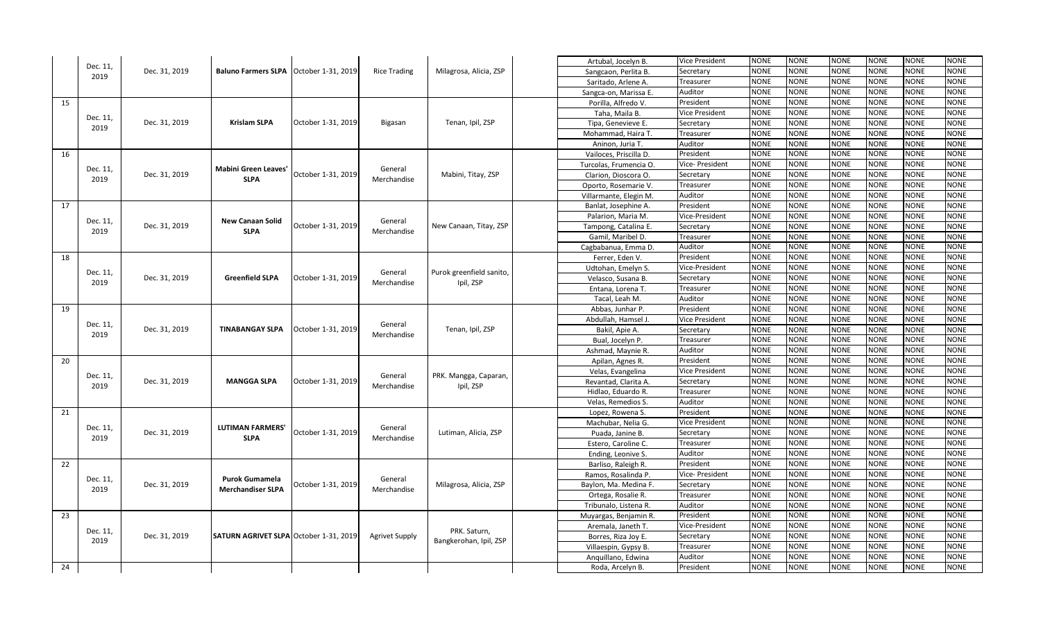| | | | | | | | | | | | | | | | | |
|---|---|---|---|---|---|---|---|---|---|---|---|---|---|---|---|---|
| | Dec. 11, 2019 | Dec. 31, 2019 | **Baluno Farmers SLPA** | October 1-31, 2019 | Rice Trading | Milagrosa, Alicia, ZSP | | Artubal, Jocelyn B. | Vice President | NONE | NONE | NONE | NONE | NONE | NONE |
| | | | | | | | | Sangcaon, Perlita B. | Secretary | NONE | NONE | NONE | NONE | NONE | NONE |
| | | | | | | | | Saritado, Arlene A. | Treasurer | NONE | NONE | NONE | NONE | NONE | NONE |
| | | | | | | | | Sangca-on, Marissa E. | Auditor | NONE | NONE | NONE | NONE | NONE | NONE |
| 15 | Dec. 11, 2019 | Dec. 31, 2019 | **Krislam SLPA** | October 1-31, 2019 | Bigasan | Tenan, Ipil, ZSP | | Porilla, Alfredo V. | President | NONE | NONE | NONE | NONE | NONE | NONE |
| | | | | | | | | Taha, Maila B. | Vice President | NONE | NONE | NONE | NONE | NONE | NONE |
| | | | | | | | | Tipa, Genevieve E. | Secretary | NONE | NONE | NONE | NONE | NONE | NONE |
| | | | | | | | | Mohammad, Haira T. | Treasurer | NONE | NONE | NONE | NONE | NONE | NONE |
| | | | | | | | | Aninon, Juria T. | Auditor | NONE | NONE | NONE | NONE | NONE | NONE |
| 16 | Dec. 11, 2019 | Dec. 31, 2019 | **Mabini Green Leaves' SLPA** | October 1-31, 2019 | General Merchandise | Mabini, Titay, ZSP | | Vailoces, Priscilla D. | President | NONE | NONE | NONE | NONE | NONE | NONE |
| | | | | | | | | Turcolas, Frumencia O. | Vice- President | NONE | NONE | NONE | NONE | NONE | NONE |
| | | | | | | | | Clarion, Dioscora O. | Secretary | NONE | NONE | NONE | NONE | NONE | NONE |
| | | | | | | | | Oporto, Rosemarie V. | Treasurer | NONE | NONE | NONE | NONE | NONE | NONE |
| | | | | | | | | Villarmante, Elegin M. | Auditor | NONE | NONE | NONE | NONE | NONE | NONE |
| 17 | Dec. 11, 2019 | Dec. 31, 2019 | **New Canaan Solid SLPA** | October 1-31, 2019 | General Merchandise | New Canaan, Titay, ZSP | | Banlat, Josephine A. | President | NONE | NONE | NONE | NONE | NONE | NONE |
| | | | | | | | | Palarion, Maria M. | Vice-President | NONE | NONE | NONE | NONE | NONE | NONE |
| | | | | | | | | Tampong, Catalina E. | Secretary | NONE | NONE | NONE | NONE | NONE | NONE |
| | | | | | | | | Gamil, Maribel D. | Treasurer | NONE | NONE | NONE | NONE | NONE | NONE |
| | | | | | | | | Cagbabanua, Emma D. | Auditor | NONE | NONE | NONE | NONE | NONE | NONE |
| 18 | Dec. 11, 2019 | Dec. 31, 2019 | **Greenfield SLPA** | October 1-31, 2019 | General Merchandise | Purok greenfield sanito, Ipil, ZSP | | Ferrer, Eden V. | President | NONE | NONE | NONE | NONE | NONE | NONE |
| | | | | | | | | Udtohan, Emelyn S. | Vice-President | NONE | NONE | NONE | NONE | NONE | NONE |
| | | | | | | | | Velasco, Susana B. | Secretary | NONE | NONE | NONE | NONE | NONE | NONE |
| | | | | | | | | Entana, Lorena T. | Treasurer | NONE | NONE | NONE | NONE | NONE | NONE |
| | | | | | | | | Tacal, Leah M. | Auditor | NONE | NONE | NONE | NONE | NONE | NONE |
| 19 | Dec. 11, 2019 | Dec. 31, 2019 | **TINABANGAY SLPA** | October 1-31, 2019 | General Merchandise | Tenan, Ipil, ZSP | | Abbas, Junhar P. | President | NONE | NONE | NONE | NONE | NONE | NONE |
| | | | | | | | | Abdullah, Hamsel J. | Vice President | NONE | NONE | NONE | NONE | NONE | NONE |
| | | | | | | | | Bakil, Apie A. | Secretary | NONE | NONE | NONE | NONE | NONE | NONE |
| | | | | | | | | Bual, Jocelyn P. | Treasurer | NONE | NONE | NONE | NONE | NONE | NONE |
| | | | | | | | | Ashmad, Maynie R. | Auditor | NONE | NONE | NONE | NONE | NONE | NONE |
| 20 | Dec. 11, 2019 | Dec. 31, 2019 | **MANGGA SLPA** | October 1-31, 2019 | General Merchandise | PRK. Mangga, Caparan, Ipil, ZSP | | Apilan, Agnes R. | President | NONE | NONE | NONE | NONE | NONE | NONE |
| | | | | | | | | Velas, Evangelina | Vice President | NONE | NONE | NONE | NONE | NONE | NONE |
| | | | | | | | | Revantad, Clarita A. | Secretary | NONE | NONE | NONE | NONE | NONE | NONE |
| | | | | | | | | Hidlao, Eduardo R. | Treasurer | NONE | NONE | NONE | NONE | NONE | NONE |
| | | | | | | | | Velas, Remedios S. | Auditor | NONE | NONE | NONE | NONE | NONE | NONE |
| 21 | Dec. 11, 2019 | Dec. 31, 2019 | **LUTIMAN FARMERS' SLPA** | October 1-31, 2019 | General Merchandise | Lutiman, Alicia, ZSP | | Lopez, Rowena S. | President | NONE | NONE | NONE | NONE | NONE | NONE |
| | | | | | | | | Machubar, Nelia G. | Vice President | NONE | NONE | NONE | NONE | NONE | NONE |
| | | | | | | | | Puada, Janine B. | Secretary | NONE | NONE | NONE | NONE | NONE | NONE |
| | | | | | | | | Estero, Caroline C. | Treasurer | NONE | NONE | NONE | NONE | NONE | NONE |
| | | | | | | | | Ending, Leonive S. | Auditor | NONE | NONE | NONE | NONE | NONE | NONE |
| 22 | Dec. 11, 2019 | Dec. 31, 2019 | **Purok Gumamela Merchandiser SLPA** | October 1-31, 2019 | General Merchandise | Milagrosa, Alicia, ZSP | | Barliso, Raleigh R. | President | NONE | NONE | NONE | NONE | NONE | NONE |
| | | | | | | | | Ramos, Rosalinda P. | Vice- President | NONE | NONE | NONE | NONE | NONE | NONE |
| | | | | | | | | Baylon, Ma. Medina F. | Secretary | NONE | NONE | NONE | NONE | NONE | NONE |
| | | | | | | | | Ortega, Rosalie R. | Treasurer | NONE | NONE | NONE | NONE | NONE | NONE |
| | | | | | | | | Tribunalo, Listena R. | Auditor | NONE | NONE | NONE | NONE | NONE | NONE |
| 23 | Dec. 11, 2019 | Dec. 31, 2019 | **SATURN AGRIVET SLPA** | October 1-31, 2019 | Agrivet Supply | PRK. Saturn, Bangkerohan, Ipil, ZSP | | Muyargas, Benjamin R. | President | NONE | NONE | NONE | NONE | NONE | NONE |
| | | | | | | | | Aremala, Janeth T. | Vice-President | NONE | NONE | NONE | NONE | NONE | NONE |
| | | | | | | | | Borres, Riza Joy E. | Secretary | NONE | NONE | NONE | NONE | NONE | NONE |
| | | | | | | | | Villaespin, Gypsy B. | Treasurer | NONE | NONE | NONE | NONE | NONE | NONE |
| | | | | | | | | Anquillano, Edwina | Auditor | NONE | NONE | NONE | NONE | NONE | NONE |
| 24 | | | | | | | | Roda, Arcelyn B. | President | NONE | NONE | NONE | NONE | NONE | NONE |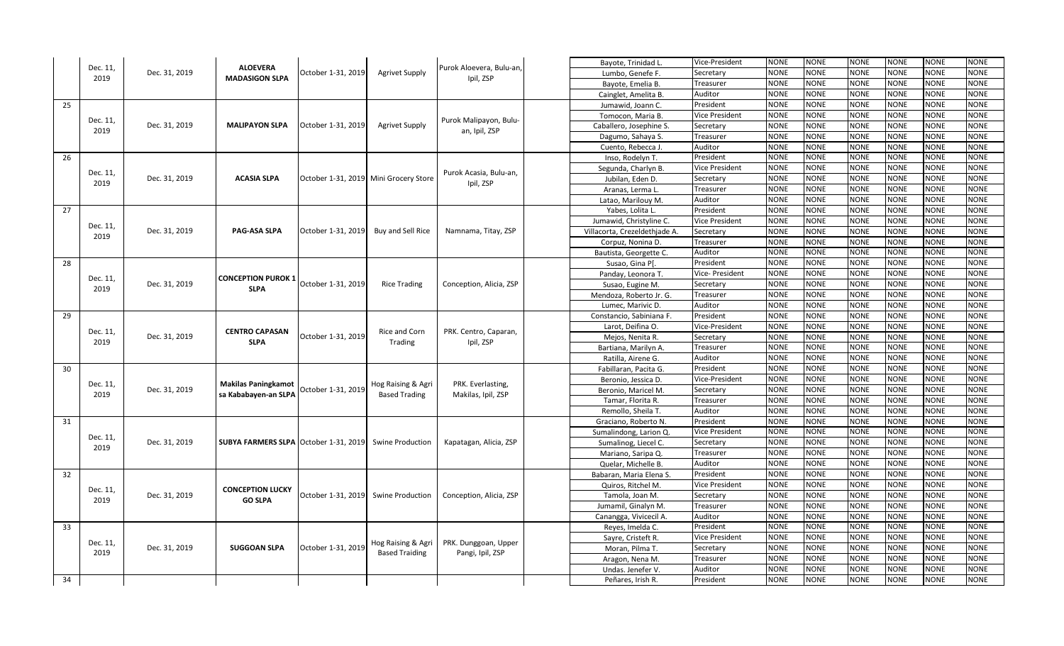| | | | | | | | | | | | | | | | | |
|---|---|---|---|---|---|---|---|---|---|---|---|---|---|---|---|---|
| | Dec. 11, 2019 | Dec. 31, 2019 | ALOEVERA MADASIGON SLPA | October 1-31, 2019 | Agrivet Supply | Purok Aloevera, Bulu-an, Ipil, ZSP | | Bayote, Trinidad L. | Vice-President | NONE | NONE | NONE | NONE | NONE | NONE |
| | | | | | | | | Lumbo, Genefe F. | Secretary | NONE | NONE | NONE | NONE | NONE | NONE |
| | | | | | | | | Bayote, Emelia B. | Treasurer | NONE | NONE | NONE | NONE | NONE | NONE |
| | | | | | | | | Cainglet, Amelita B. | Auditor | NONE | NONE | NONE | NONE | NONE | NONE |
| 25 | Dec. 11, 2019 | Dec. 31, 2019 | MALIPAYON SLPA | October 1-31, 2019 | Agrivet Supply | Purok Malipayon, Bulu-an, Ipil, ZSP | | Jumawid, Joann C. | President | NONE | NONE | NONE | NONE | NONE | NONE |
| | | | | | | | | Tomocon, Maria B. | Vice President | NONE | NONE | NONE | NONE | NONE | NONE |
| | | | | | | | | Caballero, Josephine S. | Secretary | NONE | NONE | NONE | NONE | NONE | NONE |
| | | | | | | | | Dagumo, Sahaya S. | Treasurer | NONE | NONE | NONE | NONE | NONE | NONE |
| | | | | | | | | Cuento, Rebecca J. | Auditor | NONE | NONE | NONE | NONE | NONE | NONE |
| 26 | Dec. 11, 2019 | Dec. 31, 2019 | ACASIA SLPA | October 1-31, 2019 | Mini Grocery Store | Purok Acasia, Bulu-an, Ipil, ZSP | | Inso, Rodelyn T. | President | NONE | NONE | NONE | NONE | NONE | NONE |
| | | | | | | | | Segunda, Charlyn B. | Vice President | NONE | NONE | NONE | NONE | NONE | NONE |
| | | | | | | | | Jubilan, Eden D. | Secretary | NONE | NONE | NONE | NONE | NONE | NONE |
| | | | | | | | | Aranas, Lerma L. | Treasurer | NONE | NONE | NONE | NONE | NONE | NONE |
| | | | | | | | | Latao, Marilouy M. | Auditor | NONE | NONE | NONE | NONE | NONE | NONE |
| 27 | Dec. 11, 2019 | Dec. 31, 2019 | PAG-ASA SLPA | October 1-31, 2019 | Buy and Sell Rice | Namnama, Titay, ZSP | | Yabes, Lolita L. | President | NONE | NONE | NONE | NONE | NONE | NONE |
| | | | | | | | | Jumawid, Christyline C. | Vice President | NONE | NONE | NONE | NONE | NONE | NONE |
| | | | | | | | | Villacorta, Crezeldethjade A. | Secretary | NONE | NONE | NONE | NONE | NONE | NONE |
| | | | | | | | | Corpuz, Nonina D. | Treasurer | NONE | NONE | NONE | NONE | NONE | NONE |
| | | | | | | | | Bautista, Georgette C. | Auditor | NONE | NONE | NONE | NONE | NONE | NONE |
| 28 | Dec. 11, 2019 | Dec. 31, 2019 | CONCEPTION PUROK 1 SLPA | October 1-31, 2019 | Rice Trading | Conception, Alicia, ZSP | | Susao, Gina P[. | President | NONE | NONE | NONE | NONE | NONE | NONE |
| | | | | | | | | Panday, Leonora T. | Vice- President | NONE | NONE | NONE | NONE | NONE | NONE |
| | | | | | | | | Susao, Eugine M. | Secretary | NONE | NONE | NONE | NONE | NONE | NONE |
| | | | | | | | | Mendoza, Roberto Jr. G. | Treasurer | NONE | NONE | NONE | NONE | NONE | NONE |
| | | | | | | | | Lumec, Marivic D. | Auditor | NONE | NONE | NONE | NONE | NONE | NONE |
| 29 | Dec. 11, 2019 | Dec. 31, 2019 | CENTRO CAPASAN SLPA | October 1-31, 2019 | Rice and Corn Trading | PRK. Centro, Caparan, Ipil, ZSP | | Constancio, Sabiniana F. | President | NONE | NONE | NONE | NONE | NONE | NONE |
| | | | | | | | | Larot, Deifina O. | Vice-President | NONE | NONE | NONE | NONE | NONE | NONE |
| | | | | | | | | Mejos, Nenita R. | Secretary | NONE | NONE | NONE | NONE | NONE | NONE |
| | | | | | | | | Bartiana, Marilyn A. | Treasurer | NONE | NONE | NONE | NONE | NONE | NONE |
| | | | | | | | | Ratilla, Airene G. | Auditor | NONE | NONE | NONE | NONE | NONE | NONE |
| 30 | Dec. 11, 2019 | Dec. 31, 2019 | Makilas Paningkamot sa Kababayen-an SLPA | October 1-31, 2019 | Hog Raising & Agri Based Trading | PRK. Everlasting, Makilas, Ipil, ZSP | | Fabillaran, Pacita G. | President | NONE | NONE | NONE | NONE | NONE | NONE |
| | | | | | | | | Beronio, Jessica D. | Vice-President | NONE | NONE | NONE | NONE | NONE | NONE |
| | | | | | | | | Beronio, Maricel M. | Secretary | NONE | NONE | NONE | NONE | NONE | NONE |
| | | | | | | | | Tamar, Florita R. | Treasurer | NONE | NONE | NONE | NONE | NONE | NONE |
| | | | | | | | | Remollo, Sheila T. | Auditor | NONE | NONE | NONE | NONE | NONE | NONE |
| 31 | Dec. 11, 2019 | Dec. 31, 2019 | SUBYA FARMERS SLPA | October 1-31, 2019 | Swine Production | Kapatagan, Alicia, ZSP | | Graciano, Roberto N. | President | NONE | NONE | NONE | NONE | NONE | NONE |
| | | | | | | | | Sumalindong, Larion Q. | Vice President | NONE | NONE | NONE | NONE | NONE | NONE |
| | | | | | | | | Sumalinog, Liecel C. | Secretary | NONE | NONE | NONE | NONE | NONE | NONE |
| | | | | | | | | Mariano, Saripa Q. | Treasurer | NONE | NONE | NONE | NONE | NONE | NONE |
| | | | | | | | | Quelar, Michelle B. | Auditor | NONE | NONE | NONE | NONE | NONE | NONE |
| 32 | Dec. 11, 2019 | Dec. 31, 2019 | CONCEPTION LUCKY GO SLPA | October 1-31, 2019 | Swine Production | Conception, Alicia, ZSP | | Babaran, Maria Elena S. | President | NONE | NONE | NONE | NONE | NONE | NONE |
| | | | | | | | | Quiros, Ritchel M. | Vice President | NONE | NONE | NONE | NONE | NONE | NONE |
| | | | | | | | | Tamola, Joan M. | Secretary | NONE | NONE | NONE | NONE | NONE | NONE |
| | | | | | | | | Jumamil, Ginalyn M. | Treasurer | NONE | NONE | NONE | NONE | NONE | NONE |
| | | | | | | | | Canangga, Vivicecil A. | Auditor | NONE | NONE | NONE | NONE | NONE | NONE |
| 33 | Dec. 11, 2019 | Dec. 31, 2019 | SUGGOAN SLPA | October 1-31, 2019 | Hog Raising & Agri Based Traiding | PRK. Dunggoan, Upper Pangi, Ipil, ZSP | | Reyes, Imelda C. | President | NONE | NONE | NONE | NONE | NONE | NONE |
| | | | | | | | | Sayre, Cristeft R. | Vice President | NONE | NONE | NONE | NONE | NONE | NONE |
| | | | | | | | | Moran, Pilma T. | Secretary | NONE | NONE | NONE | NONE | NONE | NONE |
| | | | | | | | | Aragon, Nena M. | Treasurer | NONE | NONE | NONE | NONE | NONE | NONE |
| | | | | | | | | Undas. Jenefer V. | Auditor | NONE | NONE | NONE | NONE | NONE | NONE |
| 34 | | | | | | | | Peñares, Irish R. | President | NONE | NONE | NONE | NONE | NONE | NONE |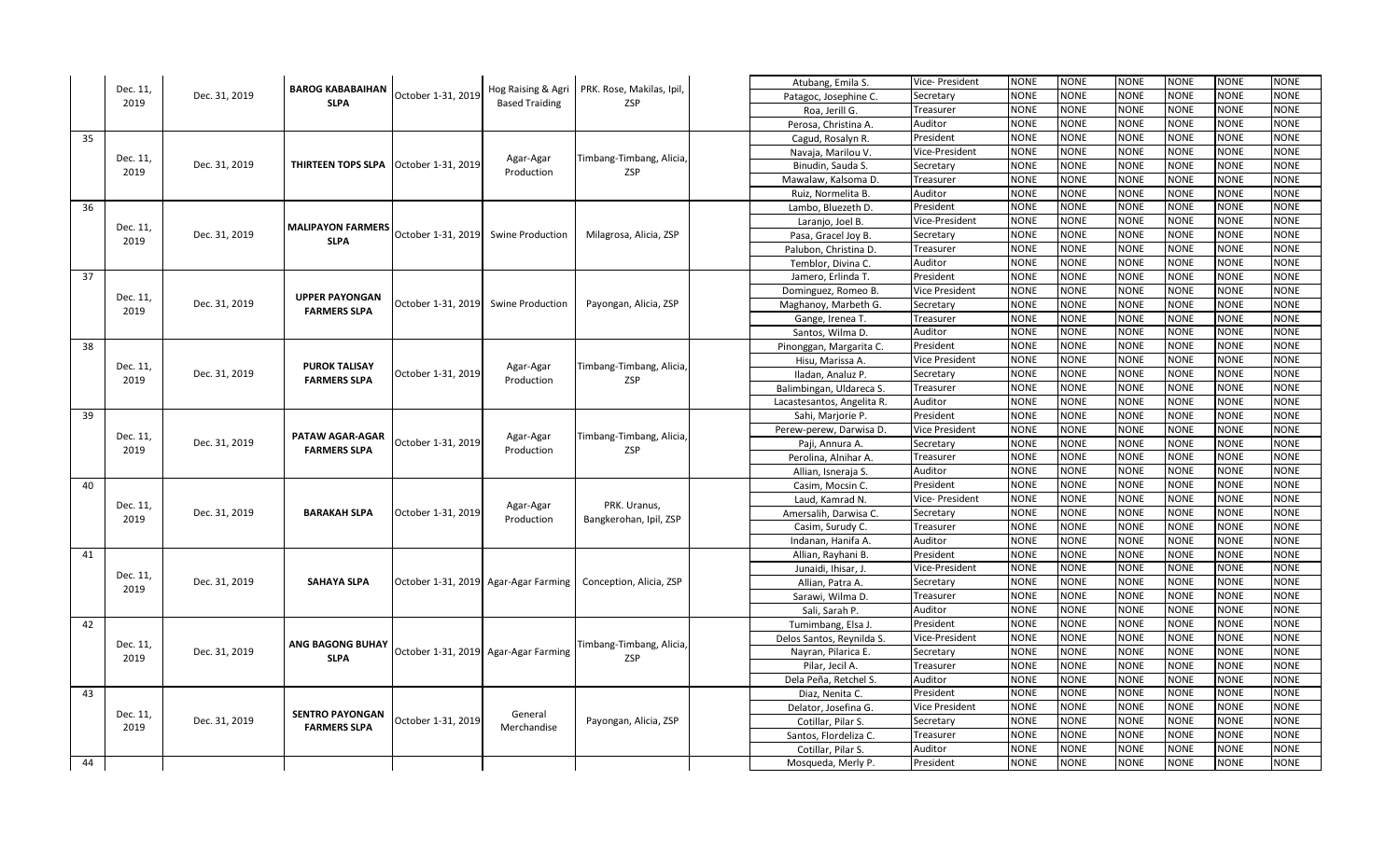| | | | | | | | | | | | | | | | |
|---|---|---|---|---|---|---|---|---|---|---|---|---|---|---|---|
| | Dec. 11, 2019 | Dec. 31, 2019 | BAROG KABABAIHAN SLPA | October 1-31, 2019 | Hog Raising & Agri Based Traiding | PRK. Rose, Makilas, Ipil, ZSP | | Atubang, Emila S. | Vice- President | NONE | NONE | NONE | NONE | NONE | NONE |
| | | | | | | | | Patagoc, Josephine C. | Secretary | NONE | NONE | NONE | NONE | NONE | NONE |
| | | | | | | | | Roa, Jerill G. | Treasurer | NONE | NONE | NONE | NONE | NONE | NONE |
| | | | | | | | | Perosa, Christina A. | Auditor | NONE | NONE | NONE | NONE | NONE | NONE |
| 35 | Dec. 11, 2019 | Dec. 31, 2019 | THIRTEEN TOPS SLPA | October 1-31, 2019 | Agar-Agar Production | Timbang-Timbang, Alicia, ZSP | | Cagud, Rosalyn R. | President | NONE | NONE | NONE | NONE | NONE | NONE |
| | | | | | | | | Navaja, Marilou V. | Vice-President | NONE | NONE | NONE | NONE | NONE | NONE |
| | | | | | | | | Binudin, Sauda S. | Secretary | NONE | NONE | NONE | NONE | NONE | NONE |
| | | | | | | | | Mawalaw, Kalsoma D. | Treasurer | NONE | NONE | NONE | NONE | NONE | NONE |
| | | | | | | | | Ruiz, Normelita B. | Auditor | NONE | NONE | NONE | NONE | NONE | NONE |
| 36 | Dec. 11, 2019 | Dec. 31, 2019 | MALIPAYON FARMERS SLPA | October 1-31, 2019 | Swine Production | Milagrosa, Alicia, ZSP | | Lambo, Bluezeth D. | President | NONE | NONE | NONE | NONE | NONE | NONE |
| | | | | | | | | Laranjo, Joel B. | Vice-President | NONE | NONE | NONE | NONE | NONE | NONE |
| | | | | | | | | Pasa, Gracel Joy B. | Secretary | NONE | NONE | NONE | NONE | NONE | NONE |
| | | | | | | | | Palubon, Christina D. | Treasurer | NONE | NONE | NONE | NONE | NONE | NONE |
| | | | | | | | | Temblor, Divina C. | Auditor | NONE | NONE | NONE | NONE | NONE | NONE |
| 37 | Dec. 11, 2019 | Dec. 31, 2019 | UPPER PAYONGAN FARMERS SLPA | October 1-31, 2019 | Swine Production | Payongan, Alicia, ZSP | | Jamero, Erlinda T. | President | NONE | NONE | NONE | NONE | NONE | NONE |
| | | | | | | | | Dominguez, Romeo B. | Vice President | NONE | NONE | NONE | NONE | NONE | NONE |
| | | | | | | | | Maghanoy, Marbeth G. | Secretary | NONE | NONE | NONE | NONE | NONE | NONE |
| | | | | | | | | Gange, Irenea T. | Treasurer | NONE | NONE | NONE | NONE | NONE | NONE |
| | | | | | | | | Santos, Wilma D. | Auditor | NONE | NONE | NONE | NONE | NONE | NONE |
| 38 | Dec. 11, 2019 | Dec. 31, 2019 | PUROK TALISAY FARMERS SLPA | October 1-31, 2019 | Agar-Agar Production | Timbang-Timbang, Alicia, ZSP | | Pinonggan, Margarita C. | President | NONE | NONE | NONE | NONE | NONE | NONE |
| | | | | | | | | Hisu, Marissa A. | Vice President | NONE | NONE | NONE | NONE | NONE | NONE |
| | | | | | | | | Iladan, Analuz P. | Secretary | NONE | NONE | NONE | NONE | NONE | NONE |
| | | | | | | | | Balimbingan, Uldareca S. | Treasurer | NONE | NONE | NONE | NONE | NONE | NONE |
| | | | | | | | | Lacastesantos, Angelita R. | Auditor | NONE | NONE | NONE | NONE | NONE | NONE |
| 39 | Dec. 11, 2019 | Dec. 31, 2019 | PATAW AGAR-AGAR FARMERS SLPA | October 1-31, 2019 | Agar-Agar Production | Timbang-Timbang, Alicia, ZSP | | Sahi, Marjorie P. | President | NONE | NONE | NONE | NONE | NONE | NONE |
| | | | | | | | | Perew-perew, Darwisa D. | Vice President | NONE | NONE | NONE | NONE | NONE | NONE |
| | | | | | | | | Paji, Annura A. | Secretary | NONE | NONE | NONE | NONE | NONE | NONE |
| | | | | | | | | Perolina, Alnihar A. | Treasurer | NONE | NONE | NONE | NONE | NONE | NONE |
| | | | | | | | | Allian, Isneraja S. | Auditor | NONE | NONE | NONE | NONE | NONE | NONE |
| 40 | Dec. 11, 2019 | Dec. 31, 2019 | BARAKAH SLPA | October 1-31, 2019 | Agar-Agar Production | PRK. Uranus, Bangkerohan, Ipil, ZSP | | Casim, Mocsin C. | President | NONE | NONE | NONE | NONE | NONE | NONE |
| | | | | | | | | Laud, Kamrad N. | Vice- President | NONE | NONE | NONE | NONE | NONE | NONE |
| | | | | | | | | Amersalih, Darwisa C. | Secretary | NONE | NONE | NONE | NONE | NONE | NONE |
| | | | | | | | | Casim, Surudy C. | Treasurer | NONE | NONE | NONE | NONE | NONE | NONE |
| | | | | | | | | Indanan, Hanifa A. | Auditor | NONE | NONE | NONE | NONE | NONE | NONE |
| 41 | Dec. 11, 2019 | Dec. 31, 2019 | SAHAYA SLPA | October 1-31, 2019 | Agar-Agar Farming | Conception, Alicia, ZSP | | Allian, Rayhani B. | President | NONE | NONE | NONE | NONE | NONE | NONE |
| | | | | | | | | Junaidi, Ihisar, J. | Vice-President | NONE | NONE | NONE | NONE | NONE | NONE |
| | | | | | | | | Allian, Patra A. | Secretary | NONE | NONE | NONE | NONE | NONE | NONE |
| | | | | | | | | Sarawi, Wilma D. | Treasurer | NONE | NONE | NONE | NONE | NONE | NONE |
| | | | | | | | | Sali, Sarah P. | Auditor | NONE | NONE | NONE | NONE | NONE | NONE |
| 42 | Dec. 11, 2019 | Dec. 31, 2019 | ANG BAGONG BUHAY SLPA | October 1-31, 2019 | Agar-Agar Farming | Timbang-Timbang, Alicia, ZSP | | Tumimbang, Elsa J. | President | NONE | NONE | NONE | NONE | NONE | NONE |
| | | | | | | | | Delos Santos, Reynilda S. | Vice-President | NONE | NONE | NONE | NONE | NONE | NONE |
| | | | | | | | | Nayran, Pilarica E. | Secretary | NONE | NONE | NONE | NONE | NONE | NONE |
| | | | | | | | | Pilar, Jecil A. | Treasurer | NONE | NONE | NONE | NONE | NONE | NONE |
| | | | | | | | | Dela Peña, Retchel S. | Auditor | NONE | NONE | NONE | NONE | NONE | NONE |
| 43 | Dec. 11, 2019 | Dec. 31, 2019 | SENTRO PAYONGAN FARMERS SLPA | October 1-31, 2019 | General Merchandise | Payongan, Alicia, ZSP | | Diaz, Nenita C. | President | NONE | NONE | NONE | NONE | NONE | NONE |
| | | | | | | | | Delator, Josefina G. | Vice President | NONE | NONE | NONE | NONE | NONE | NONE |
| | | | | | | | | Cotillar, Pilar S. | Secretary | NONE | NONE | NONE | NONE | NONE | NONE |
| | | | | | | | | Santos, Flordeliza C. | Treasurer | NONE | NONE | NONE | NONE | NONE | NONE |
| | | | | | | | | Cotillar, Pilar S. | Auditor | NONE | NONE | NONE | NONE | NONE | NONE |
| 44 | | | | | | | | Mosqueda, Merly P. | President | NONE | NONE | NONE | NONE | NONE | NONE |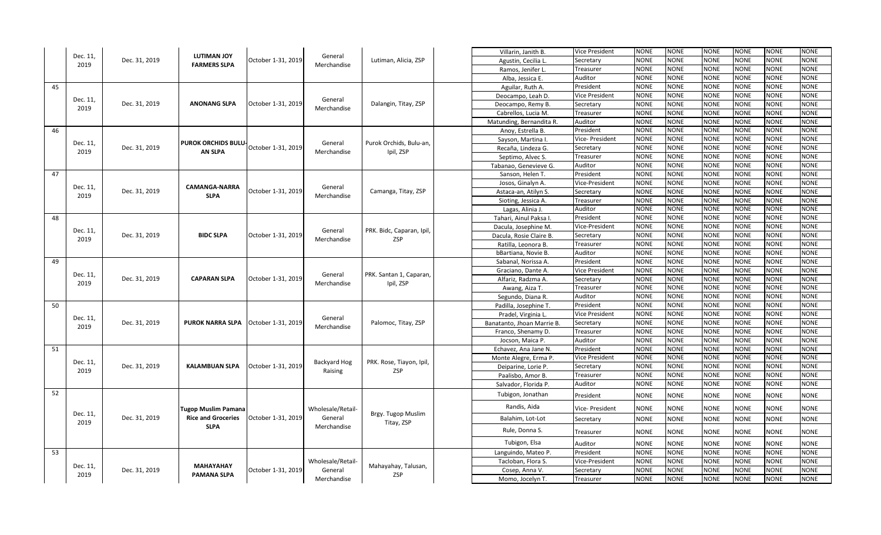| | | | | | | | | | | | | | | | |
|---|---|---|---|---|---|---|---|---|---|---|---|---|---|---|---|
| | Dec. 11, 2019 | Dec. 31, 2019 | LUTIMAN JOY FARMERS SLPA | October 1-31, 2019 | General Merchandise | Lutiman, Alicia, ZSP | | Villarin, Janith B. | Vice President | NONE | NONE | NONE | NONE | NONE | NONE |
| | | | | | | | | Agustin, Cecilia L. | Secretary | NONE | NONE | NONE | NONE | NONE | NONE |
| | | | | | | | | Ramos, Jenifer L. | Treasurer | NONE | NONE | NONE | NONE | NONE | NONE |
| | | | | | | | | Alba, Jessica E. | Auditor | NONE | NONE | NONE | NONE | NONE | NONE |
| 45 | Dec. 11, 2019 | Dec. 31, 2019 | ANONANG SLPA | October 1-31, 2019 | General Merchandise | Dalangin, Titay, ZSP | | Aguilar, Ruth A. | President | NONE | NONE | NONE | NONE | NONE | NONE |
| | | | | | | | | Deocampo, Leah D. | Vice President | NONE | NONE | NONE | NONE | NONE | NONE |
| | | | | | | | | Deocampo, Remy B. | Secretary | NONE | NONE | NONE | NONE | NONE | NONE |
| | | | | | | | | Cabrellos, Lucia M. | Treasurer | NONE | NONE | NONE | NONE | NONE | NONE |
| | | | | | | | | Matunding, Bernandita R. | Auditor | NONE | NONE | NONE | NONE | NONE | NONE |
| 46 | Dec. 11, 2019 | Dec. 31, 2019 | PUROK ORCHIDS BULU-AN SLPA | October 1-31, 2019 | General Merchandise | Purok Orchids, Bulu-an, Ipil, ZSP | | Anoy, Estrella B. | President | NONE | NONE | NONE | NONE | NONE | NONE |
| | | | | | | | | Sayson, Martina I. | Vice- President | NONE | NONE | NONE | NONE | NONE | NONE |
| | | | | | | | | Recaña, Lindeza G. | Secretary | NONE | NONE | NONE | NONE | NONE | NONE |
| | | | | | | | | Septimo, Alvec S. | Treasurer | NONE | NONE | NONE | NONE | NONE | NONE |
| | | | | | | | | Tabanao, Genevieve G. | Auditor | NONE | NONE | NONE | NONE | NONE | NONE |
| 47 | Dec. 11, 2019 | Dec. 31, 2019 | CAMANGA-NARRA SLPA | October 1-31, 2019 | General Merchandise | Camanga, Titay, ZSP | | Sanson, Helen T. | President | NONE | NONE | NONE | NONE | NONE | NONE |
| | | | | | | | | Josos, Ginalyn A. | Vice-President | NONE | NONE | NONE | NONE | NONE | NONE |
| | | | | | | | | Astaca-an, Atilyn S. | Secretary | NONE | NONE | NONE | NONE | NONE | NONE |
| | | | | | | | | Sioting, Jessica A. | Treasurer | NONE | NONE | NONE | NONE | NONE | NONE |
| | | | | | | | | Lagas, Alinia J. | Auditor | NONE | NONE | NONE | NONE | NONE | NONE |
| 48 | Dec. 11, 2019 | Dec. 31, 2019 | BIDC SLPA | October 1-31, 2019 | General Merchandise | PRK. Bidc, Caparan, Ipil, ZSP | | Tahari, Ainul Paksa I. | President | NONE | NONE | NONE | NONE | NONE | NONE |
| | | | | | | | | Dacula, Josephine M. | Vice-President | NONE | NONE | NONE | NONE | NONE | NONE |
| | | | | | | | | Dacula, Rosie Claire B. | Secretary | NONE | NONE | NONE | NONE | NONE | NONE |
| | | | | | | | | Ratilla, Leonora B. | Treasurer | NONE | NONE | NONE | NONE | NONE | NONE |
| | | | | | | | | bBartiana, Novie B. | Auditor | NONE | NONE | NONE | NONE | NONE | NONE |
| 49 | Dec. 11, 2019 | Dec. 31, 2019 | CAPARAN SLPA | October 1-31, 2019 | General Merchandise | PRK. Santan 1, Caparan, Ipil, ZSP | | Sabanal, Norissa A. | President | NONE | NONE | NONE | NONE | NONE | NONE |
| | | | | | | | | Graciano, Dante A. | Vice President | NONE | NONE | NONE | NONE | NONE | NONE |
| | | | | | | | | Alfariz, Radzma A. | Secretary | NONE | NONE | NONE | NONE | NONE | NONE |
| | | | | | | | | Awang, Aiza T. | Treasurer | NONE | NONE | NONE | NONE | NONE | NONE |
| | | | | | | | | Segundo, Diana R. | Auditor | NONE | NONE | NONE | NONE | NONE | NONE |
| 50 | Dec. 11, 2019 | Dec. 31, 2019 | PUROK NARRA SLPA | October 1-31, 2019 | General Merchandise | Palomoc, Titay, ZSP | | Padilla, Josephine T. | President | NONE | NONE | NONE | NONE | NONE | NONE |
| | | | | | | | | Pradel, Virginia L. | Vice President | NONE | NONE | NONE | NONE | NONE | NONE |
| | | | | | | | | Banatanto, Jhoan Marrie B. | Secretary | NONE | NONE | NONE | NONE | NONE | NONE |
| | | | | | | | | Franco, Shenamy D. | Treasurer | NONE | NONE | NONE | NONE | NONE | NONE |
| | | | | | | | | Jocson, Maica P. | Auditor | NONE | NONE | NONE | NONE | NONE | NONE |
| 51 | Dec. 11, 2019 | Dec. 31, 2019 | KALAMBUAN SLPA | October 1-31, 2019 | Backyard Hog Raising | PRK. Rose, Tiayon, Ipil, ZSP | | Echavez, Ana Jane N. | President | NONE | NONE | NONE | NONE | NONE | NONE |
| | | | | | | | | Monte Alegre, Erma P. | Vice President | NONE | NONE | NONE | NONE | NONE | NONE |
| | | | | | | | | Deiparine, Lorie P. | Secretary | NONE | NONE | NONE | NONE | NONE | NONE |
| | | | | | | | | Paalisbo, Amor B. | Treasurer | NONE | NONE | NONE | NONE | NONE | NONE |
| | | | | | | | | Salvador, Florida P. | Auditor | NONE | NONE | NONE | NONE | NONE | NONE |
| 52 | Dec. 11, 2019 | Dec. 31, 2019 | Tugop Muslim Pamana Rice and Groceries SLPA | October 1-31, 2019 | Wholesale/Retail-General Merchandise | Brgy. Tugop Muslim Titay, ZSP | | Tubigon, Jonathan | President | NONE | NONE | NONE | NONE | NONE | NONE |
| | | | | | | | | Randis, Aida | Vice- President | NONE | NONE | NONE | NONE | NONE | NONE |
| | | | | | | | | Balahim, Lot-Lot | Secretary | NONE | NONE | NONE | NONE | NONE | NONE |
| | | | | | | | | Rule, Donna S. | Treasurer | NONE | NONE | NONE | NONE | NONE | NONE |
| | | | | | | | | Tubigon, Elsa | Auditor | NONE | NONE | NONE | NONE | NONE | NONE |
| 53 | Dec. 11, 2019 | Dec. 31, 2019 | MAHAYAHAY PAMANA SLPA | October 1-31, 2019 | Wholesale/Retail-General Merchandise | Mahayahay, Talusan, ZSP | | Languindo, Mateo P. | President | NONE | NONE | NONE | NONE | NONE | NONE |
| | | | | | | | | Tacloban, Flora S. | Vice-President | NONE | NONE | NONE | NONE | NONE | NONE |
| | | | | | | | | Cosep, Anna V. | Secretary | NONE | NONE | NONE | NONE | NONE | NONE |
| | | | | | | | | Momo, Jocelyn T. | Treasurer | NONE | NONE | NONE | NONE | NONE | NONE |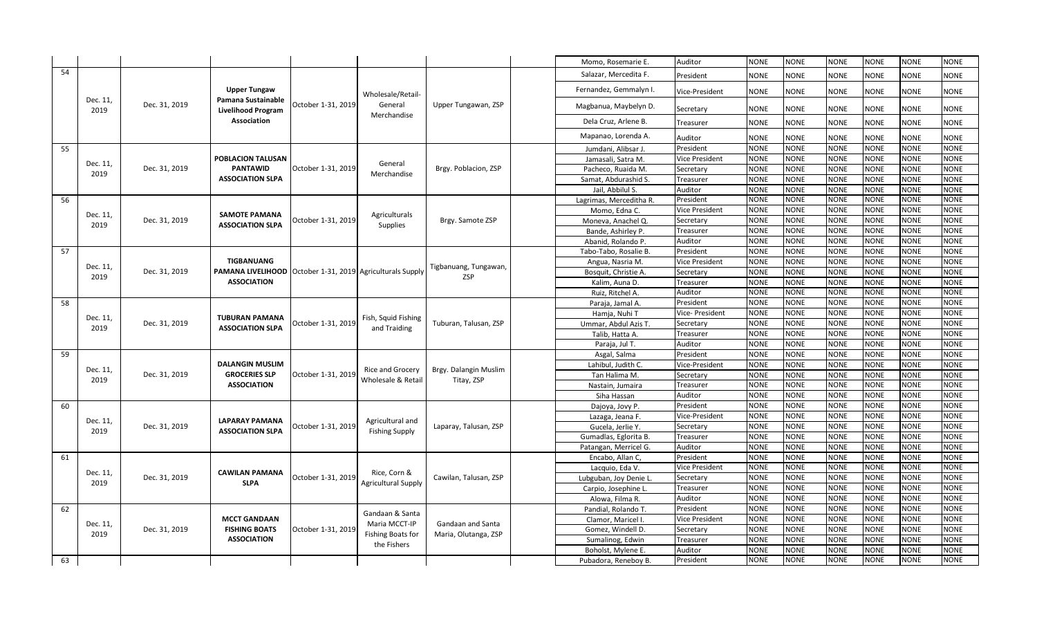| | | | | | | | | | | | | | | | | |
|---|---|---|---|---|---|---|---|---|---|---|---|---|---|---|---|---|
| | | | | | | | | Momo, Rosemarie E. | Auditor | NONE | NONE | NONE | NONE | NONE | NONE |
| 54 | Dec. 11, 2019 | Dec. 31, 2019 | **Upper Tungaw Pamana Sustainable Livelihood Program Association** | October 1-31, 2019 | Wholesale/Retail-General Merchandise | Upper Tungawan, ZSP | | Salazar, Mercedita F. | President | NONE | NONE | NONE | NONE | NONE | NONE |
| | | | | | | | | Fernandez, Gemmalyn I. | Vice-President | NONE | NONE | NONE | NONE | NONE | NONE |
| | | | | | | | | Magbanua, Maybelyn D. | Secretary | NONE | NONE | NONE | NONE | NONE | NONE |
| | | | | | | | | Dela Cruz, Arlene B. | Treasurer | NONE | NONE | NONE | NONE | NONE | NONE |
| | | | | | | | | Mapanao, Lorenda A. | Auditor | NONE | NONE | NONE | NONE | NONE | NONE |
| 55 | Dec. 11, 2019 | Dec. 31, 2019 | **POBLACION TALUSAN PANTAWID ASSOCIATION SLPA** | October 1-31, 2019 | General Merchandise | Brgy. Poblacion, ZSP | | Jumdani, Alibsar J. | President | NONE | NONE | NONE | NONE | NONE | NONE |
| | | | | | | | | Jamasali, Satra M. | Vice President | NONE | NONE | NONE | NONE | NONE | NONE |
| | | | | | | | | Pacheco, Ruaida M. | Secretary | NONE | NONE | NONE | NONE | NONE | NONE |
| | | | | | | | | Samat, Abdurashid S. | Treasurer | NONE | NONE | NONE | NONE | NONE | NONE |
| | | | | | | | | Jail, Abbilul S. | Auditor | NONE | NONE | NONE | NONE | NONE | NONE |
| 56 | Dec. 11, 2019 | Dec. 31, 2019 | **SAMOTE PAMANA ASSOCIATION SLPA** | October 1-31, 2019 | Agriculturals Supplies | Brgy. Samote ZSP | | Lagrimas, Merceditha R. | President | NONE | NONE | NONE | NONE | NONE | NONE |
| | | | | | | | | Momo, Edna C. | Vice President | NONE | NONE | NONE | NONE | NONE | NONE |
| | | | | | | | | Moneva, Anachel Q. | Secretary | NONE | NONE | NONE | NONE | NONE | NONE |
| | | | | | | | | Bande, Ashirley P. | Treasurer | NONE | NONE | NONE | NONE | NONE | NONE |
| | | | | | | | | Abanid, Rolando P. | Auditor | NONE | NONE | NONE | NONE | NONE | NONE |
| 57 | Dec. 11, 2019 | Dec. 31, 2019 | **TIGBANUANG PAMANA LIVELIHOOD ASSOCIATION** | October 1-31, 2019 | Agriculturals Supply | Tigbanuang, Tungawan, ZSP | | Tabo-Tabo, Rosalie B. | President | NONE | NONE | NONE | NONE | NONE | NONE |
| | | | | | | | | Angua, Nasria M. | Vice President | NONE | NONE | NONE | NONE | NONE | NONE |
| | | | | | | | | Bosquit, Christie A. | Secretary | NONE | NONE | NONE | NONE | NONE | NONE |
| | | | | | | | | Kalim, Auna D. | Treasurer | NONE | NONE | NONE | NONE | NONE | NONE |
| | | | | | | | | Ruiz, Ritchel A. | Auditor | NONE | NONE | NONE | NONE | NONE | NONE |
| 58 | Dec. 11, 2019 | Dec. 31, 2019 | **TUBURAN PAMANA ASSOCIATION SLPA** | October 1-31, 2019 | Fish, Squid Fishing and Traiding | Tuburan, Talusan, ZSP | | Paraja, Jamal A. | President | NONE | NONE | NONE | NONE | NONE | NONE |
| | | | | | | | | Hamja, Nuhi T | Vice- President | NONE | NONE | NONE | NONE | NONE | NONE |
| | | | | | | | | Ummar, Abdul Azis T. | Secretary | NONE | NONE | NONE | NONE | NONE | NONE |
| | | | | | | | | Talib, Hatta A. | Treasurer | NONE | NONE | NONE | NONE | NONE | NONE |
| | | | | | | | | Paraja, Jul T. | Auditor | NONE | NONE | NONE | NONE | NONE | NONE |
| 59 | Dec. 11, 2019 | Dec. 31, 2019 | **DALANGIN MUSLIM GROCERIES SLP ASSOCIATION** | October 1-31, 2019 | Rice and Grocery Wholesale & Retail | Brgy. Dalangin Muslim Titay, ZSP | | Asgal, Salma | President | NONE | NONE | NONE | NONE | NONE | NONE |
| | | | | | | | | Lahibul, Judith C. | Vice-President | NONE | NONE | NONE | NONE | NONE | NONE |
| | | | | | | | | Tan Halima M. | Secretary | NONE | NONE | NONE | NONE | NONE | NONE |
| | | | | | | | | Nastain, Jumaira | Treasurer | NONE | NONE | NONE | NONE | NONE | NONE |
| | | | | | | | | Siha Hassan | Auditor | NONE | NONE | NONE | NONE | NONE | NONE |
| 60 | Dec. 11, 2019 | Dec. 31, 2019 | **LAPARAY PAMANA ASSOCIATION SLPA** | October 1-31, 2019 | Agricultural and Fishing Supply | Laparay, Talusan, ZSP | | Dajoya, Jovy P. | President | NONE | NONE | NONE | NONE | NONE | NONE |
| | | | | | | | | Lazaga, Jeana F. | Vice-President | NONE | NONE | NONE | NONE | NONE | NONE |
| | | | | | | | | Gucela, Jerlie Y. | Secretary | NONE | NONE | NONE | NONE | NONE | NONE |
| | | | | | | | | Gumadlas, Eglorita B. | Treasurer | NONE | NONE | NONE | NONE | NONE | NONE |
| | | | | | | | | Patangan, Merricel G. | Auditor | NONE | NONE | NONE | NONE | NONE | NONE |
| 61 | Dec. 11, 2019 | Dec. 31, 2019 | **CAWILAN PAMANA SLPA** | October 1-31, 2019 | Rice, Corn & Agricultural Supply | Cawilan, Talusan, ZSP | | Encabo, Allan C, | President | NONE | NONE | NONE | NONE | NONE | NONE |
| | | | | | | | | Lacquio, Eda V. | Vice President | NONE | NONE | NONE | NONE | NONE | NONE |
| | | | | | | | | Lubguban, Joy Denie L. | Secretary | NONE | NONE | NONE | NONE | NONE | NONE |
| | | | | | | | | Carpio, Josephine L. | Treasurer | NONE | NONE | NONE | NONE | NONE | NONE |
| | | | | | | | | Alowa, Filma R. | Auditor | NONE | NONE | NONE | NONE | NONE | NONE |
| 62 | Dec. 11, 2019 | Dec. 31, 2019 | **MCCT GANDAAN FISHING BOATS ASSOCIATION** | October 1-31, 2019 | Gandaan & Santa Maria MCCT-IP Fishing Boats for the Fishers | Gandaan and Santa Maria, Olutanga, ZSP | | Pandial, Rolando T. | President | NONE | NONE | NONE | NONE | NONE | NONE |
| | | | | | | | | Clamor, Maricel I. | Vice President | NONE | NONE | NONE | NONE | NONE | NONE |
| | | | | | | | | Gomez, Windell D. | Secretary | NONE | NONE | NONE | NONE | NONE | NONE |
| | | | | | | | | Sumalinog, Edwin | Treasurer | NONE | NONE | NONE | NONE | NONE | NONE |
| | | | | | | | | Boholst, Mylene E. | Auditor | NONE | NONE | NONE | NONE | NONE | NONE |
| 63 | | | | | | | | Pubadora, Reneboy B. | President | NONE | NONE | NONE | NONE | NONE | NONE |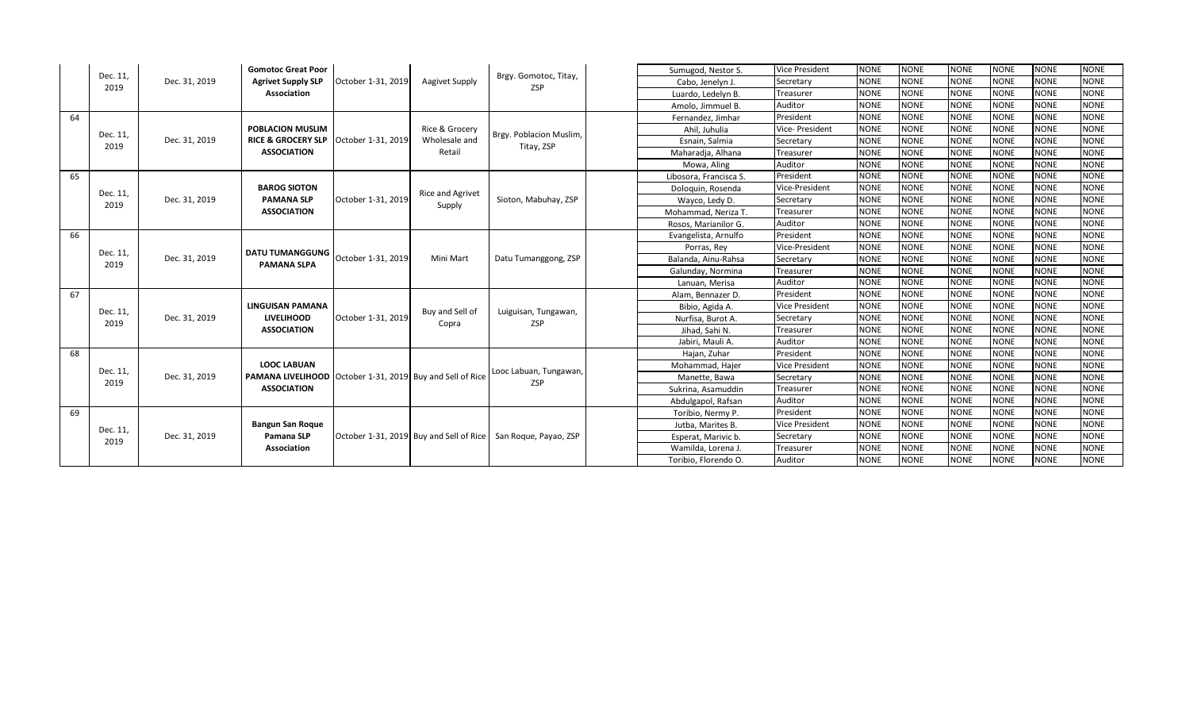| | | | | | | | | | | | | | | | | |
|---|---|---|---|---|---|---|---|---|---|---|---|---|---|---|---|---|
| | Dec. 11, 2019 | Dec. 31, 2019 | **Gomotoc Great Poor Agrivet Supply SLP Association** | October 1-31, 2019 | Aagivet Supply | Brgy. Gomotoc, Titay, ZSP | | Sumugod, Nestor S. | Vice President | NONE | NONE | NONE | NONE | NONE | NONE |
| | | | | | | | | Cabo, Jenelyn J. | Secretary | NONE | NONE | NONE | NONE | NONE | NONE |
| | | | | | | | | Luardo, Ledelyn B. | Treasurer | NONE | NONE | NONE | NONE | NONE | NONE |
| | | | | | | | | Amolo, Jimmuel B. | Auditor | NONE | NONE | NONE | NONE | NONE | NONE |
| 64 | Dec. 11, 2019 | Dec. 31, 2019 | **POBLACION MUSLIM RICE & GROCERY SLP ASSOCIATION** | October 1-31, 2019 | Rice & Grocery Wholesale and Retail | Brgy. Poblacion Muslim, Titay, ZSP | | Fernandez, Jimhar | President | NONE | NONE | NONE | NONE | NONE | NONE |
| | | | | | | | | Ahil, Juhulia | Vice- President | NONE | NONE | NONE | NONE | NONE | NONE |
| | | | | | | | | Esnain, Salmia | Secretary | NONE | NONE | NONE | NONE | NONE | NONE |
| | | | | | | | | Maharadja, Alhana | Treasurer | NONE | NONE | NONE | NONE | NONE | NONE |
| | | | | | | | | Mowa, Aling | Auditor | NONE | NONE | NONE | NONE | NONE | NONE |
| 65 | Dec. 11, 2019 | Dec. 31, 2019 | **BAROG SIOTON PAMANA SLP ASSOCIATION** | October 1-31, 2019 | Rice and Agrivet Supply | Sioton, Mabuhay, ZSP | | Libosora, Francisca S. | President | NONE | NONE | NONE | NONE | NONE | NONE |
| | | | | | | | | Doloquin, Rosenda | Vice-President | NONE | NONE | NONE | NONE | NONE | NONE |
| | | | | | | | | Wayco, Ledy D. | Secretary | NONE | NONE | NONE | NONE | NONE | NONE |
| | | | | | | | | Mohammad, Neriza T. | Treasurer | NONE | NONE | NONE | NONE | NONE | NONE |
| | | | | | | | | Rosos, Marianilor G. | Auditor | NONE | NONE | NONE | NONE | NONE | NONE |
| 66 | Dec. 11, 2019 | Dec. 31, 2019 | **DATU TUMANGGUNG PAMANA SLPA** | October 1-31, 2019 | Mini Mart | Datu Tumanggong, ZSP | | Evangelista, Arnulfo | President | NONE | NONE | NONE | NONE | NONE | NONE |
| | | | | | | | | Porras, Rey | Vice-President | NONE | NONE | NONE | NONE | NONE | NONE |
| | | | | | | | | Balanda, Ainu-Rahsa | Secretary | NONE | NONE | NONE | NONE | NONE | NONE |
| | | | | | | | | Galunday, Normina | Treasurer | NONE | NONE | NONE | NONE | NONE | NONE |
| | | | | | | | | Lanuan, Merisa | Auditor | NONE | NONE | NONE | NONE | NONE | NONE |
| 67 | Dec. 11, 2019 | Dec. 31, 2019 | **LINGUISAN PAMANA LIVELIHOOD ASSOCIATION** | October 1-31, 2019 | Buy and Sell of Copra | Luiguisan, Tungawan, ZSP | | Alam, Bennazer D. | President | NONE | NONE | NONE | NONE | NONE | NONE |
| | | | | | | | | Bibio, Agida A. | Vice President | NONE | NONE | NONE | NONE | NONE | NONE |
| | | | | | | | | Nurfisa, Burot A. | Secretary | NONE | NONE | NONE | NONE | NONE | NONE |
| | | | | | | | | Jihad, Sahi N. | Treasurer | NONE | NONE | NONE | NONE | NONE | NONE |
| | | | | | | | | Jabiri, Mauli A. | Auditor | NONE | NONE | NONE | NONE | NONE | NONE |
| 68 | Dec. 11, 2019 | Dec. 31, 2019 | **LOOC LABUAN PAMANA LIVELIHOOD ASSOCIATION** | October 1-31, 2019 | Buy and Sell of Rice | Looc Labuan, Tungawan, ZSP | | Hajan, Zuhar | President | NONE | NONE | NONE | NONE | NONE | NONE |
| | | | | | | | | Mohammad, Hajer | Vice President | NONE | NONE | NONE | NONE | NONE | NONE |
| | | | | | | | | Manette, Bawa | Secretary | NONE | NONE | NONE | NONE | NONE | NONE |
| | | | | | | | | Sukrina, Asamuddin | Treasurer | NONE | NONE | NONE | NONE | NONE | NONE |
| | | | | | | | | Abdulgapol, Rafsan | Auditor | NONE | NONE | NONE | NONE | NONE | NONE |
| 69 | Dec. 11, 2019 | Dec. 31, 2019 | **Bangun San Roque Pamana SLP Association** | October 1-31, 2019 | Buy and Sell of Rice | San Roque, Payao, ZSP | | Toribio, Nermy P. | President | NONE | NONE | NONE | NONE | NONE | NONE |
| | | | | | | | | Jutba, Marites B. | Vice President | NONE | NONE | NONE | NONE | NONE | NONE |
| | | | | | | | | Esperat, Marivic b. | Secretary | NONE | NONE | NONE | NONE | NONE | NONE |
| | | | | | | | | Wamilda, Lorena J. | Treasurer | NONE | NONE | NONE | NONE | NONE | NONE |
| | | | | | | | | Toribio, Florendo O. | Auditor | NONE | NONE | NONE | NONE | NONE | NONE |